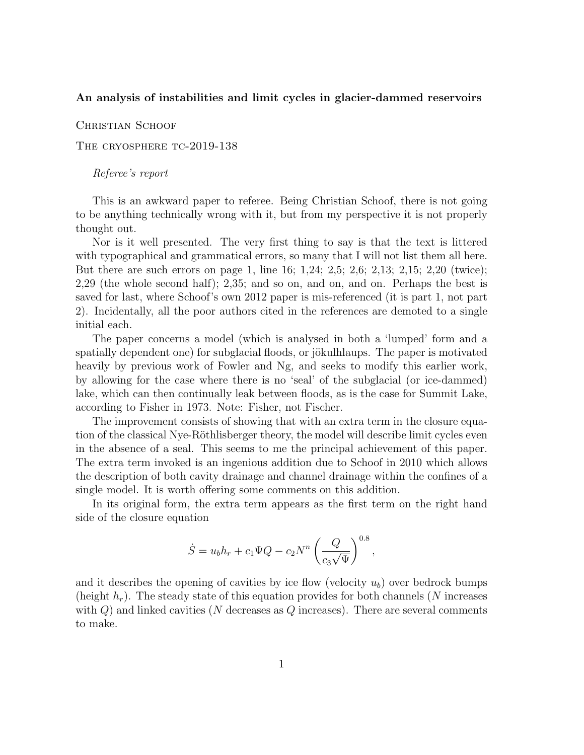**An analysis of instabilities and limit cycles in glacier-dammed reservoirs**

Christian Schoof

The cryosphere tc-2019-138

*Referee's report*

This is an awkward paper to referee. Being Christian Schoof, there is not going to be anything technically wrong with it, but from my perspective it is not properly thought out.

Nor is it well presented. The very first thing to say is that the text is littered with typographical and grammatical errors, so many that I will not list them all here. But there are such errors on page 1, line 16; 1,24; 2,5; 2,6; 2,13; 2,15; 2,20 (twice); 2,29 (the whole second half); 2,35; and so on, and on, and on. Perhaps the best is saved for last, where Schoof's own 2012 paper is mis-referenced (it is part 1, not part 2). Incidentally, all the poor authors cited in the references are demoted to a single initial each.

The paper concerns a model (which is analysed in both a 'lumped' form and a spatially dependent one) for subglacial floods, or jökulhlaups. The paper is motivated heavily by previous work of Fowler and Ng, and seeks to modify this earlier work, by allowing for the case where there is no 'seal' of the subglacial (or ice-dammed) lake, which can then continually leak between floods, as is the case for Summit Lake, according to Fisher in 1973. Note: Fisher, not Fischer.

The improvement consists of showing that with an extra term in the closure equation of the classical Nye-Röthlisberger theory, the model will describe limit cycles even in the absence of a seal. This seems to me the principal achievement of this paper. The extra term invoked is an ingenious addition due to Schoof in 2010 which allows the description of both cavity drainage and channel drainage within the confines of a single model. It is worth offering some comments on this addition.

In its original form, the extra term appears as the first term on the right hand side of the closure equation

$$\dot{S} = u_b h_r + c_1 \Psi Q - c_2 N^n \left( \frac{Q}{c_3 \sqrt{\Psi}} \right)^{0.8},$$

and it describes the opening of cavities by ice flow (velocity $u_b$) over bedrock bumps (height $h_r$). The steady state of this equation provides for both channels ($N$ increases with $Q$) and linked cavities ($N$ decreases as $Q$ increases). There are several comments to make.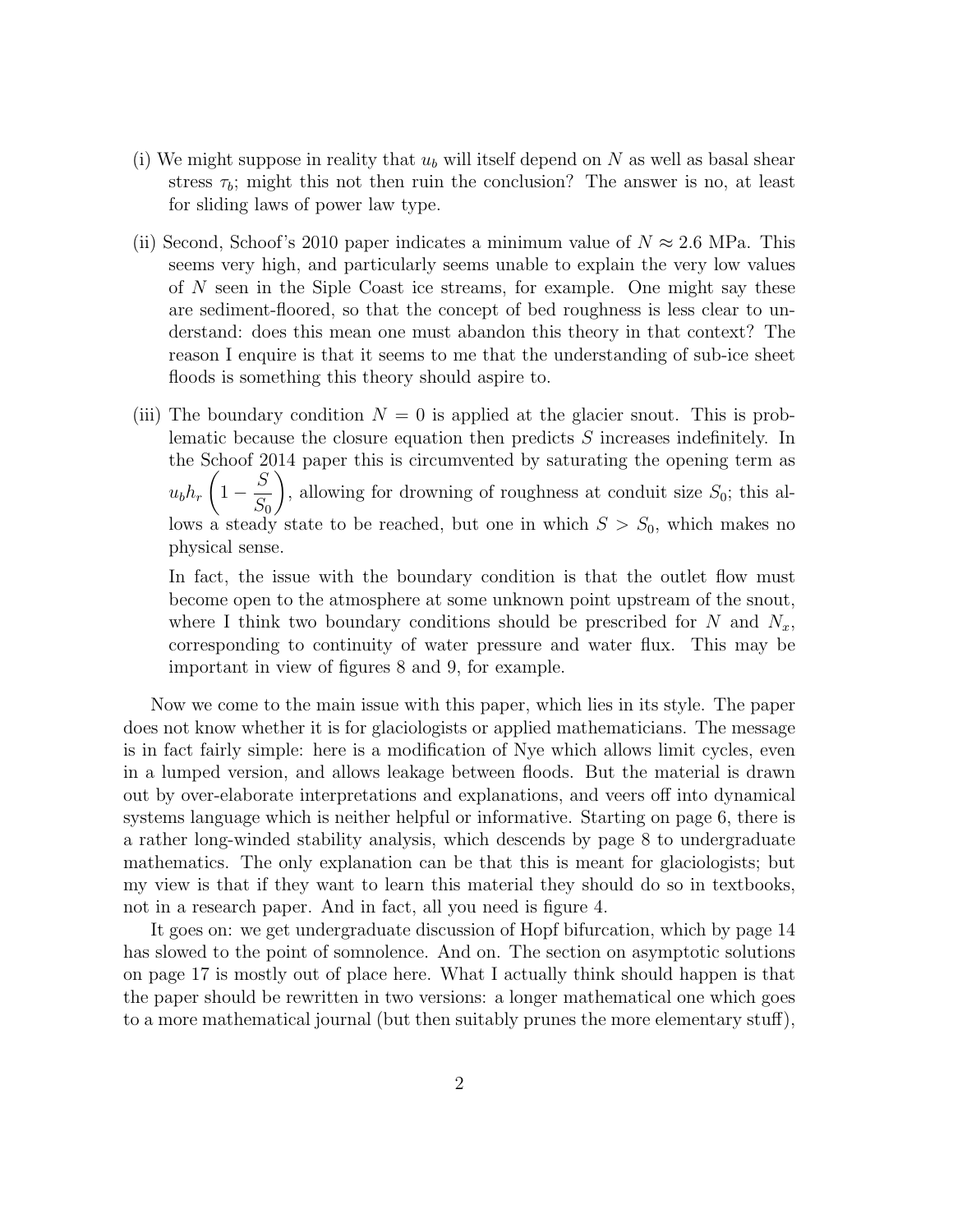(i) We might suppose in reality that $u_b$ will itself depend on $N$ as well as basal shear stress $\tau_b$; might this not then ruin the conclusion? The answer is no, at least for sliding laws of power law type.

(ii) Second, Schoof's 2010 paper indicates a minimum value of $N \approx 2.6$ MPa. This seems very high, and particularly seems unable to explain the very low values of $N$ seen in the Siple Coast ice streams, for example. One might say these are sediment-floored, so that the concept of bed roughness is less clear to understand: does this mean one must abandon this theory in that context? The reason I enquire is that it seems to me that the understanding of sub-ice sheet floods is something this theory should aspire to.

(iii) The boundary condition $N = 0$ is applied at the glacier snout. This is problematic because the closure equation then predicts $S$ increases indefinitely. In the Schoof 2014 paper this is circumvented by saturating the opening term as $u_b h_r \left(1 - \dfrac{S}{S_0}\right)$, allowing for drowning of roughness at conduit size $S_0$; this allows a steady state to be reached, but one in which $S > S_0$, which makes no physical sense.

    In fact, the issue with the boundary condition is that the outlet flow must become open to the atmosphere at some unknown point upstream of the snout, where I think two boundary conditions should be prescribed for $N$ and $N_x$, corresponding to continuity of water pressure and water flux. This may be important in view of figures 8 and 9, for example.

Now we come to the main issue with this paper, which lies in its style. The paper does not know whether it is for glaciologists or applied mathematicians. The message is in fact fairly simple: here is a modification of Nye which allows limit cycles, even in a lumped version, and allows leakage between floods. But the material is drawn out by over-elaborate interpretations and explanations, and veers off into dynamical systems language which is neither helpful or informative. Starting on page 6, there is a rather long-winded stability analysis, which descends by page 8 to undergraduate mathematics. The only explanation can be that this is meant for glaciologists; but my view is that if they want to learn this material they should do so in textbooks, not in a research paper. And in fact, all you need is figure 4.

It goes on: we get undergraduate discussion of Hopf bifurcation, which by page 14 has slowed to the point of somnolence. And on. The section on asymptotic solutions on page 17 is mostly out of place here. What I actually think should happen is that the paper should be rewritten in two versions: a longer mathematical one which goes to a more mathematical journal (but then suitably prunes the more elementary stuff),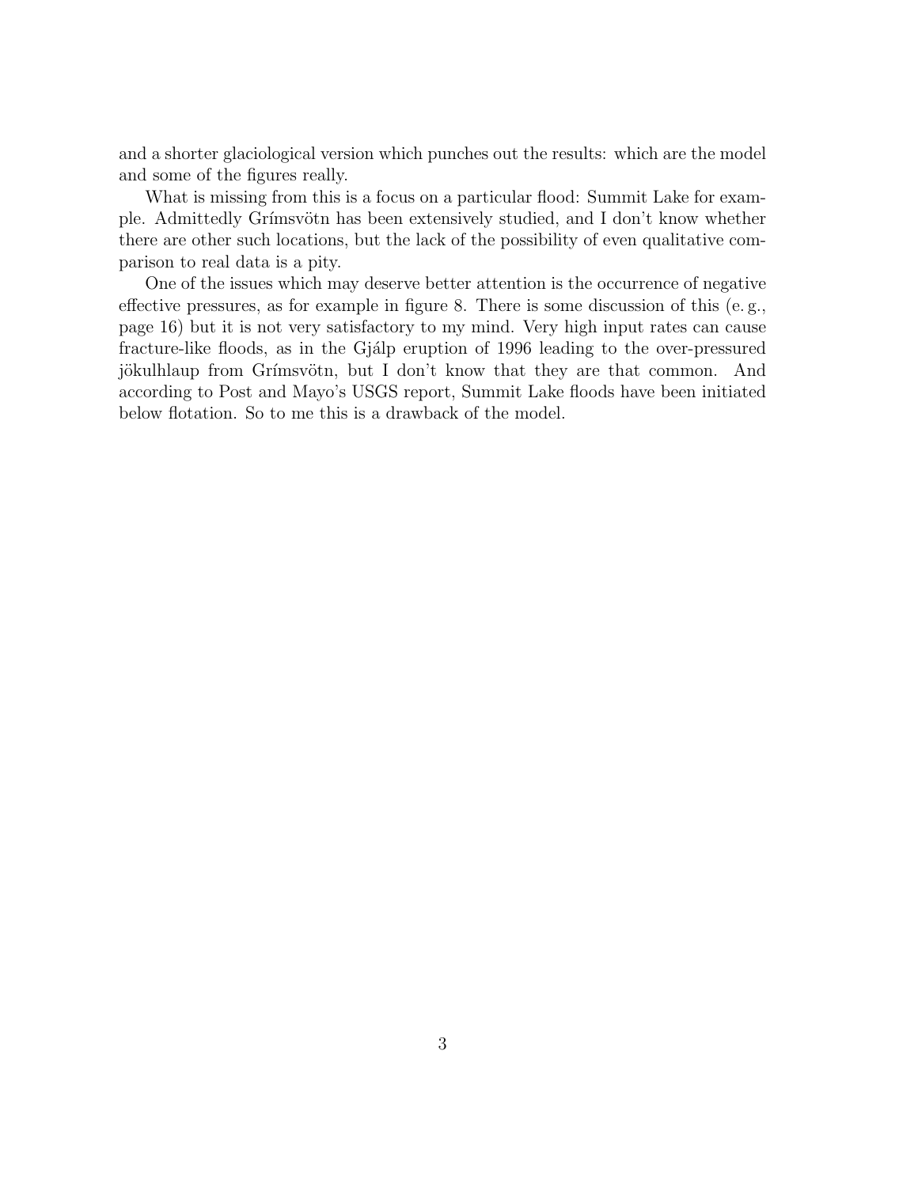and a shorter glaciological version which punches out the results: which are the model and some of the figures really.

What is missing from this is a focus on a particular flood: Summit Lake for example. Admittedly Grímsvötn has been extensively studied, and I don't know whether there are other such locations, but the lack of the possibility of even qualitative comparison to real data is a pity.

One of the issues which may deserve better attention is the occurrence of negative effective pressures, as for example in figure 8. There is some discussion of this (e. g., page 16) but it is not very satisfactory to my mind. Very high input rates can cause fracture-like floods, as in the Gjálp eruption of 1996 leading to the over-pressured jökulhlaup from Grímsvötn, but I don't know that they are that common. And according to Post and Mayo's USGS report, Summit Lake floods have been initiated below flotation. So to me this is a drawback of the model.